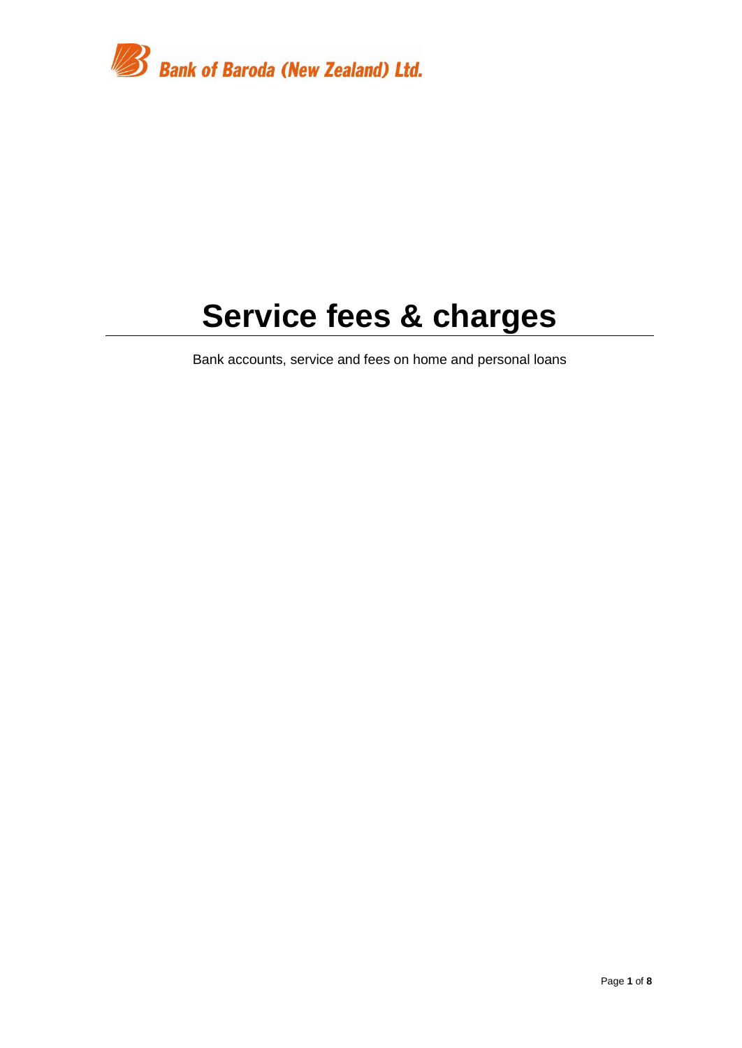Bank of Baroda (New Zealand) Ltd.

# Service fees & charges

Bank accounts, service and fees on home and personal loans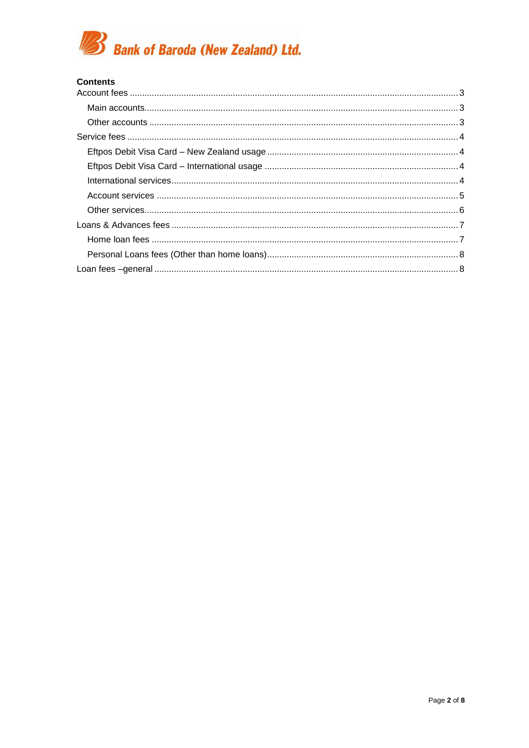Bank of Baroda (New Zealand) Ltd.

## Contents

- Account fees .... 3
  - Main accounts .... 3
  - Other accounts .... 3
- Service fees .... 4
  - Eftpos Debit Visa Card – New Zealand usage .... 4
  - Eftpos Debit Visa Card – International usage .... 4
  - International services .... 4
  - Account services .... 5
  - Other services .... 6
- Loans & Advances fees .... 7
  - Home loan fees .... 7
  - Personal Loans fees (Other than home loans) .... 8
- Loan fees –general .... 8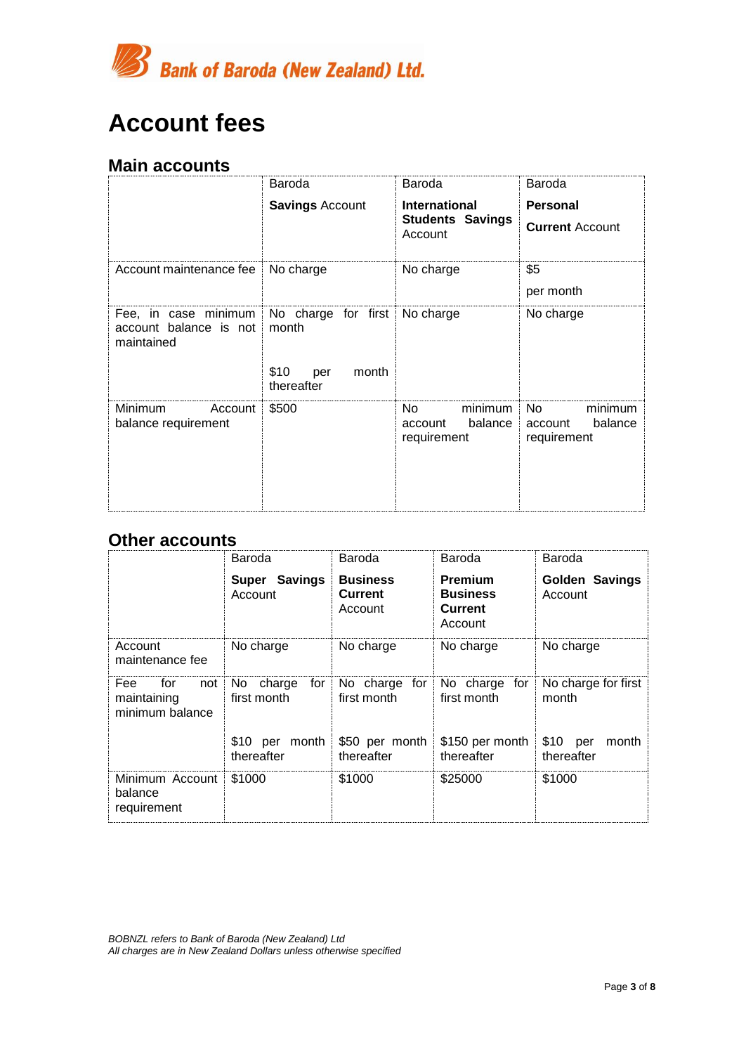# Account fees

## Main accounts

| | Baroda **Savings** Account | Baroda **International Students Savings** Account | Baroda **Personal Current** Account |
|---|---|---|---|
| Account maintenance fee | No charge | No charge | $5 per month |
| Fee, in case minimum account balance is not maintained | No charge for first month<br><br>$10 per month thereafter | No charge | No charge |
| Minimum Account balance requirement | $500 | No minimum account balance requirement | No minimum account balance requirement |

## Other accounts

| | Baroda **Super Savings** Account | Baroda **Business Current** Account | Baroda **Premium Business Current** Account | Baroda **Golden Savings** Account |
|---|---|---|---|---|
| Account maintenance fee | No charge | No charge | No charge | No charge |
| Fee for not maintaining minimum balance | No charge for first month<br><br>$10 per month thereafter | No charge for first month<br><br>$50 per month thereafter | No charge for first month<br><br>$150 per month thereafter | No charge for first month<br><br>$10 per month thereafter |
| Minimum Account balance requirement | $1000 | $1000 | $25000 | $1000 |

*BOBNZL refers to Bank of Baroda (New Zealand) Ltd*
*All charges are in New Zealand Dollars unless otherwise specified*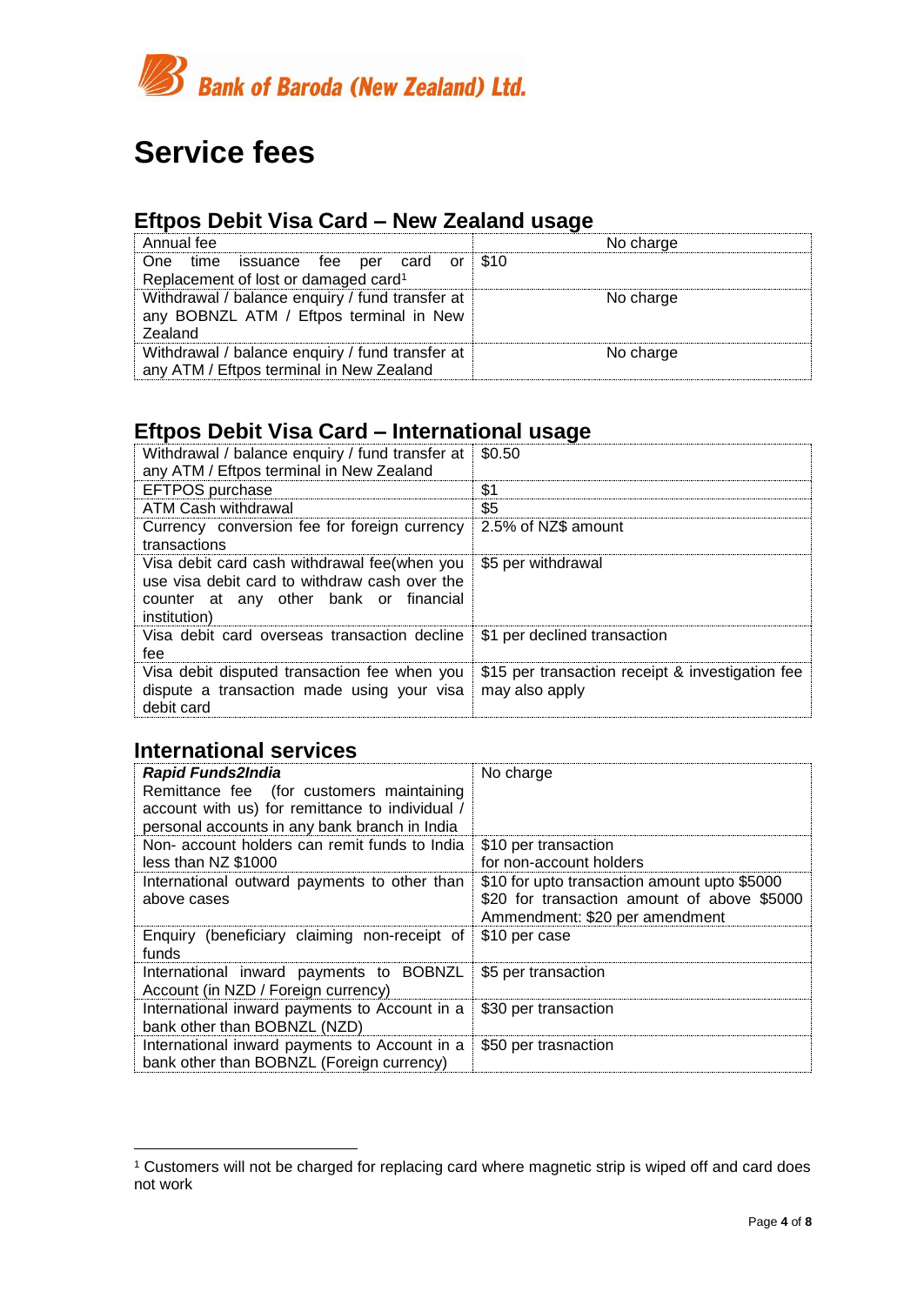Bank of Baroda (New Zealand) Ltd.

# Service fees

## Eftpos Debit Visa Card – New Zealand usage

| | |
|---|---|
| Annual fee | No charge |
| One time issuance fee per card or Replacement of lost or damaged card[1] | $10 |
| Withdrawal / balance enquiry / fund transfer at any BOBNZL ATM / Eftpos terminal in New Zealand | No charge |
| Withdrawal / balance enquiry / fund transfer at any ATM / Eftpos terminal in New Zealand | No charge |

## Eftpos Debit Visa Card – International usage

| | |
|---|---|
| Withdrawal / balance enquiry / fund transfer at any ATM / Eftpos terminal in New Zealand | $0.50 |
| EFTPOS purchase | $1 |
| ATM Cash withdrawal | $5 |
| Currency conversion fee for foreign currency transactions | 2.5% of NZ$ amount |
| Visa debit card cash withdrawal fee(when you use visa debit card to withdraw cash over the counter at any other bank or financial institution) | $5 per withdrawal |
| Visa debit card overseas transaction decline fee | $1 per declined transaction |
| Visa debit disputed transaction fee when you dispute a transaction made using your visa debit card | $15 per transaction receipt & investigation fee may also apply |

## International services

| | |
|---|---|
| ***Rapid Funds2India*** Remittance fee (for customers maintaining account with us) for remittance to individual / personal accounts in any bank branch in India | No charge |
| Non- account holders can remit funds to India less than NZ $1000 | $10 per transaction for non-account holders |
| International outward payments to other than above cases | $10 for upto transaction amount upto $5000 $20 for transaction amount of above $5000 Ammendment: $20 per amendment |
| Enquiry (beneficiary claiming non-receipt of funds | $10 per case |
| International inward payments to BOBNZL Account (in NZD / Foreign currency) | $5 per transaction |
| International inward payments to Account in a bank other than BOBNZL (NZD) | $30 per transaction |
| International inward payments to Account in a bank other than BOBNZL (Foreign currency) | $50 per trasnaction |

[1] Customers will not be charged for replacing card where magnetic strip is wiped off and card does not work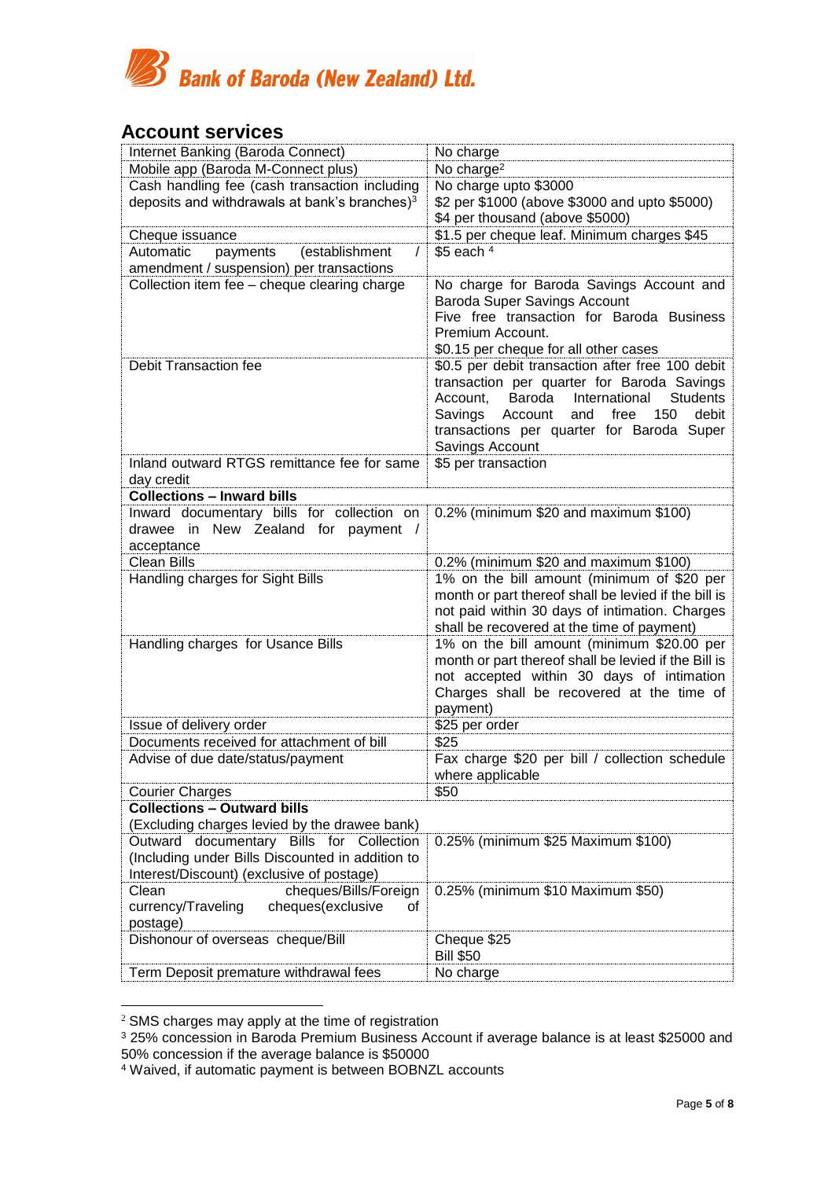**Bank of Baroda (New Zealand) Ltd.**

## Account services

| | |
|---|---|
| Internet Banking (Baroda Connect) | No charge |
| Mobile app (Baroda M-Connect plus) | No charge[2] |
| Cash handling fee (cash transaction including deposits and withdrawals at bank's branches)[3] | No charge upto $3000<br>$2 per $1000 (above $3000 and upto $5000)<br>$4 per thousand (above $5000) |
| Cheque issuance | $1.5 per cheque leaf. Minimum charges $45 |
| Automatic payments (establishment / amendment / suspension) per transactions | $5 each [4] |
| Collection item fee – cheque clearing charge | No charge for Baroda Savings Account and Baroda Super Savings Account<br>Five free transaction for Baroda Business Premium Account.<br>$0.15 per cheque for all other cases |
| Debit Transaction fee | $0.5 per debit transaction after free 100 debit transaction per quarter for Baroda Savings Account, Baroda International Students Savings Account and free 150 debit transactions per quarter for Baroda Super Savings Account |
| Inland outward RTGS remittance fee for same day credit | $5 per transaction |
| **Collections – Inward bills** | |
| Inward documentary bills for collection on drawee in New Zealand for payment / acceptance | 0.2% (minimum $20 and maximum $100) |
| Clean Bills | 0.2% (minimum $20 and maximum $100) |
| Handling charges for Sight Bills | 1% on the bill amount (minimum of $20 per month or part thereof shall be levied if the bill is not paid within 30 days of intimation. Charges shall be recovered at the time of payment) |
| Handling charges for Usance Bills | 1% on the bill amount (minimum $20.00 per month or part thereof shall be levied if the Bill is not accepted within 30 days of intimation Charges shall be recovered at the time of payment) |
| Issue of delivery order | $25 per order |
| Documents received for attachment of bill | $25 |
| Advise of due date/status/payment | Fax charge $20 per bill / collection schedule where applicable |
| Courier Charges | $50 |
| **Collections – Outward bills**<br>(Excluding charges levied by the drawee bank) | |
| Outward documentary Bills for Collection (Including under Bills Discounted in addition to Interest/Discount) (exclusive of postage) | 0.25% (minimum $25 Maximum $100) |
| Clean cheques/Bills/Foreign currency/Traveling cheques(exclusive of postage) | 0.25% (minimum $10 Maximum $50) |
| Dishonour of overseas cheque/Bill | Cheque $25<br>Bill $50 |
| Term Deposit premature withdrawal fees | No charge |

[2] SMS charges may apply at the time of registration

[3] 25% concession in Baroda Premium Business Account if average balance is at least $25000 and 50% concession if the average balance is $50000

[4] Waived, if automatic payment is between BOBNZL accounts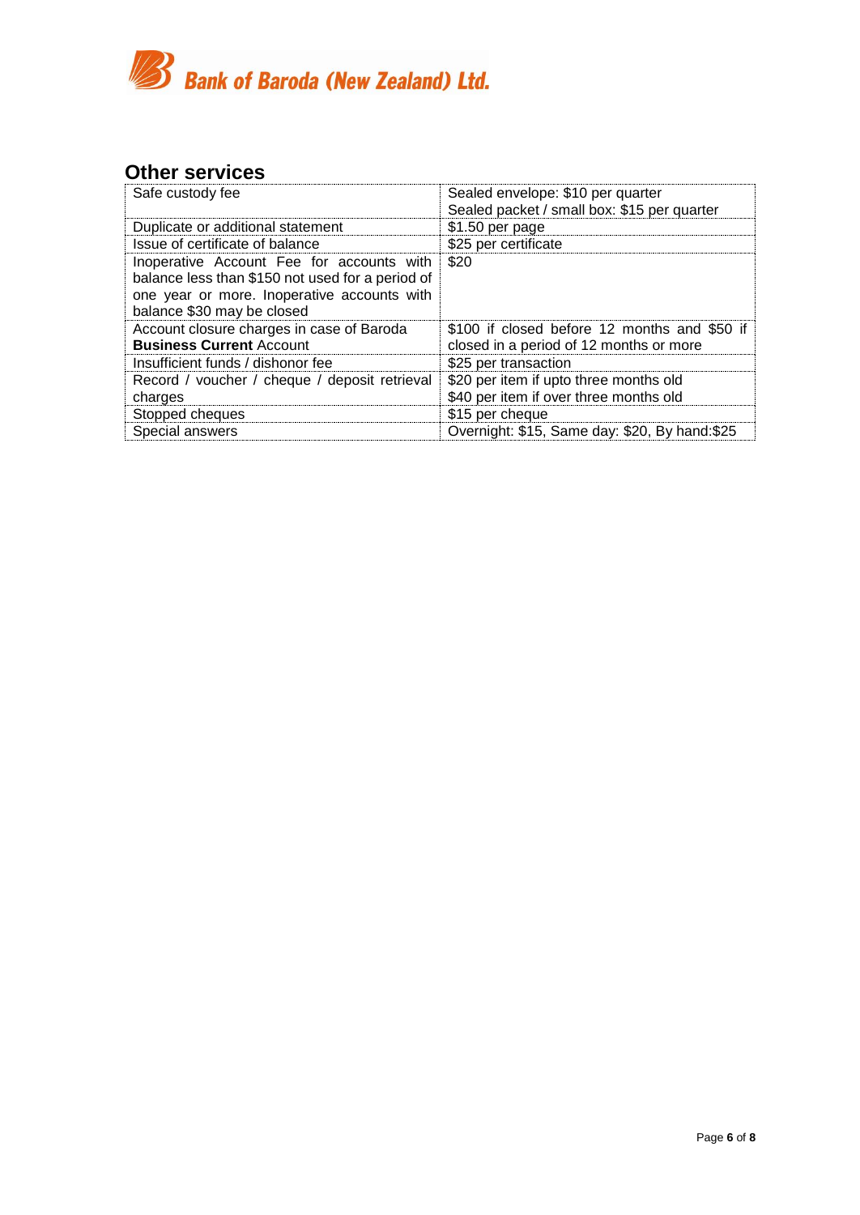## Other services

| | |
|---|---|
| Safe custody fee | Sealed envelope: $10 per quarter<br>Sealed packet / small box: $15 per quarter |
| Duplicate or additional statement | $1.50 per page |
| Issue of certificate of balance | $25 per certificate |
| Inoperative Account Fee for accounts with balance less than $150 not used for a period of one year or more. Inoperative accounts with balance $30 may be closed | $20 |
| Account closure charges in case of Baroda **Business Current** Account | $100 if closed before 12 months and $50 if closed in a period of 12 months or more |
| Insufficient funds / dishonor fee | $25 per transaction |
| Record / voucher / cheque / deposit retrieval charges | $20 per item if upto three months old<br>$40 per item if over three months old |
| Stopped cheques | $15 per cheque |
| Special answers | Overnight: $15, Same day: $20, By hand:$25 |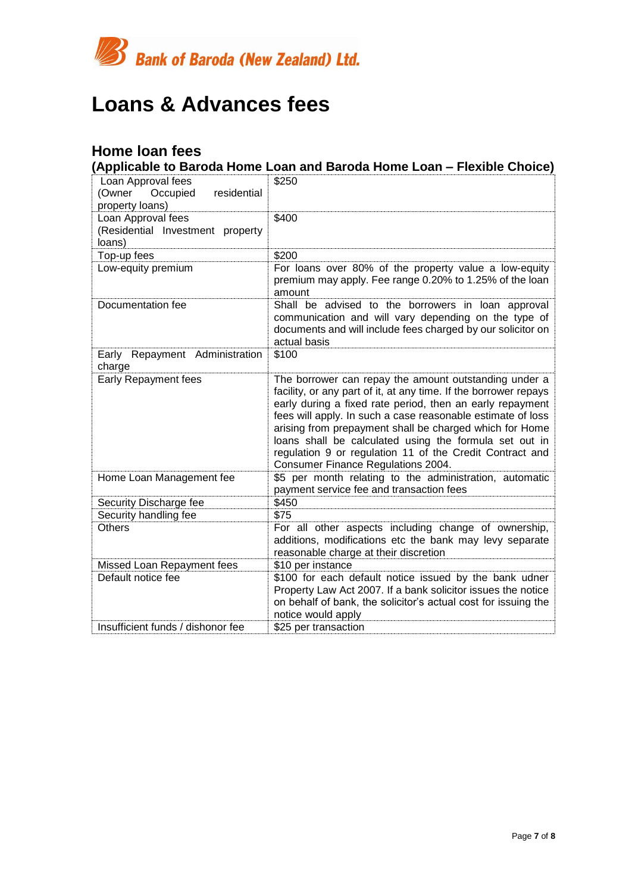Bank of Baroda (New Zealand) Ltd.

# Loans & Advances fees

## Home loan fees

### (Applicable to Baroda Home Loan and Baroda Home Loan – Flexible Choice)

| | |
|---|---|
| Loan Approval fees (Owner Occupied residential property loans) | $250 |
| Loan Approval fees (Residential Investment property loans) | $400 |
| Top-up fees | $200 |
| Low-equity premium | For loans over 80% of the property value a low-equity premium may apply. Fee range 0.20% to 1.25% of the loan amount |
| Documentation fee | Shall be advised to the borrowers in loan approval communication and will vary depending on the type of documents and will include fees charged by our solicitor on actual basis |
| Early Repayment Administration charge | $100 |
| Early Repayment fees | The borrower can repay the amount outstanding under a facility, or any part of it, at any time. If the borrower repays early during a fixed rate period, then an early repayment fees will apply. In such a case reasonable estimate of loss arising from prepayment shall be charged which for Home loans shall be calculated using the formula set out in regulation 9 or regulation 11 of the Credit Contract and Consumer Finance Regulations 2004. |
| Home Loan Management fee | $5 per month relating to the administration, automatic payment service fee and transaction fees |
| Security Discharge fee | $450 |
| Security handling fee | $75 |
| Others | For all other aspects including change of ownership, additions, modifications etc the bank may levy separate reasonable charge at their discretion |
| Missed Loan Repayment fees | $10 per instance |
| Default notice fee | $100 for each default notice issued by the bank udner Property Law Act 2007. If a bank solicitor issues the notice on behalf of bank, the solicitor's actual cost for issuing the notice would apply |
| Insufficient funds / dishonor fee | $25 per transaction |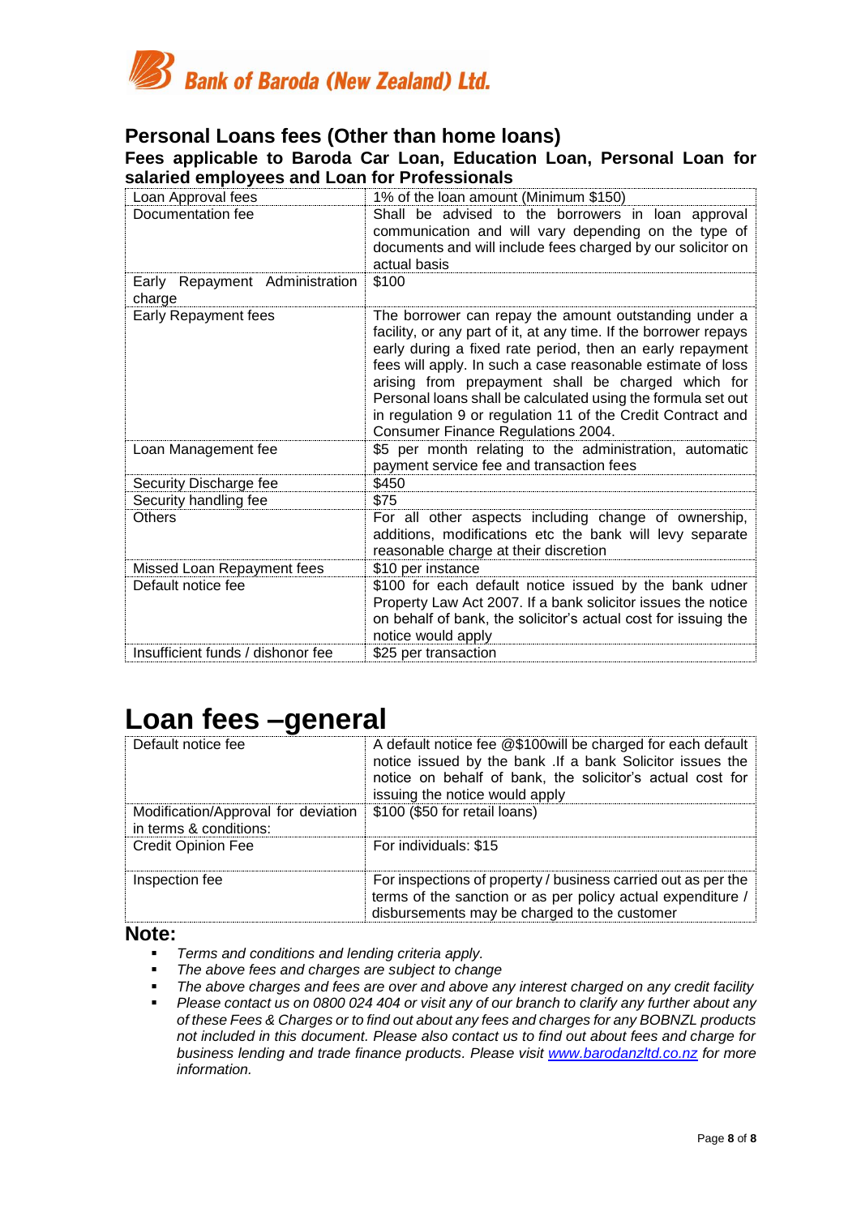Bank of Baroda (New Zealand) Ltd.

## Personal Loans fees (Other than home loans)

### Fees applicable to Baroda Car Loan, Education Loan, Personal Loan for salaried employees and Loan for Professionals

| | |
|---|---|
| Loan Approval fees | 1% of the loan amount (Minimum $150) |
| Documentation fee | Shall be advised to the borrowers in loan approval communication and will vary depending on the type of documents and will include fees charged by our solicitor on actual basis |
| Early Repayment Administration charge | $100 |
| Early Repayment fees | The borrower can repay the amount outstanding under a facility, or any part of it, at any time. If the borrower repays early during a fixed rate period, then an early repayment fees will apply. In such a case reasonable estimate of loss arising from prepayment shall be charged which for Personal loans shall be calculated using the formula set out in regulation 9 or regulation 11 of the Credit Contract and Consumer Finance Regulations 2004. |
| Loan Management fee | $5 per month relating to the administration, automatic payment service fee and transaction fees |
| Security Discharge fee | $450 |
| Security handling fee | $75 |
| Others | For all other aspects including change of ownership, additions, modifications etc the bank will levy separate reasonable charge at their discretion |
| Missed Loan Repayment fees | $10 per instance |
| Default notice fee | $100 for each default notice issued by the bank udner Property Law Act 2007. If a bank solicitor issues the notice on behalf of bank, the solicitor's actual cost for issuing the notice would apply |
| Insufficient funds / dishonor fee | $25 per transaction |

# Loan fees –general

| | |
|---|---|
| Default notice fee | A default notice fee @$100will be charged for each default notice issued by the bank .If a bank Solicitor issues the notice on behalf of bank, the solicitor's actual cost for issuing the notice would apply |
| Modification/Approval for deviation in terms & conditions: | $100 ($50 for retail loans) |
| Credit Opinion Fee | For individuals: $15 |
| Inspection fee | For inspections of property / business carried out as per the terms of the sanction or as per policy actual expenditure / disbursements may be charged to the customer |

## Note:

- *Terms and conditions and lending criteria apply.*
- *The above fees and charges are subject to change*
- *The above charges and fees are over and above any interest charged on any credit facility*
- *Please contact us on 0800 024 404 or visit any of our branch to clarify any further about any of these Fees & Charges or to find out about any fees and charges for any BOBNZL products not included in this document. Please also contact us to find out about fees and charge for business lending and trade finance products. Please visit www.barodanzltd.co.nz for more information.*